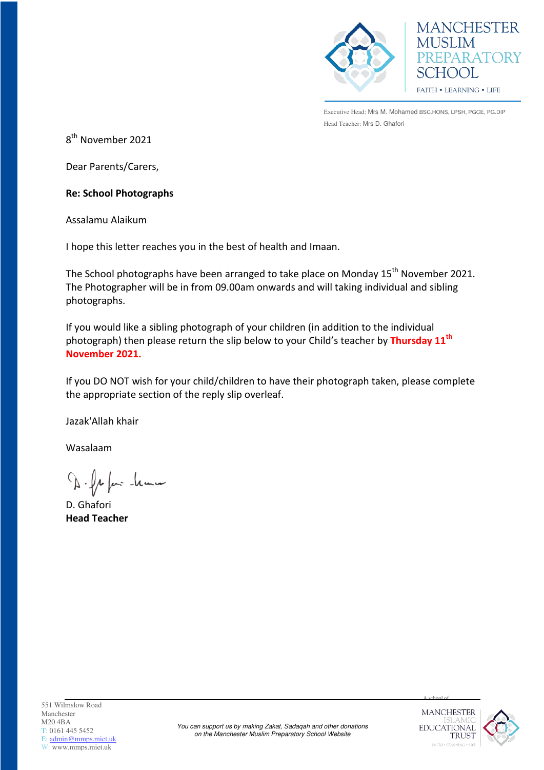MANCHESTER MUSLIM PREPARATORY SCHOOL

FAITH • LEARNING • LIFE

Executive Head: Mrs M. Mohamed BSC.HONS, LPSH, PGCE, PG.DIP
Head Teacher: Mrs D. Ghafori

8th November 2021

Dear Parents/Carers,

**Re: School Photographs**

Assalamu Alaikum

I hope this letter reaches you in the best of health and Imaan.

The School photographs have been arranged to take place on Monday 15th November 2021. The Photographer will be in from 09.00am onwards and will taking individual and sibling photographs.

If you would like a sibling photograph of your children (in addition to the individual photograph) then please return the slip below to your Child's teacher by **Thursday 11th November 2021.**

If you DO NOT wish for your child/children to have their photograph taken, please complete the appropriate section of the reply slip overleaf.

Jazak'Allah khair

Wasalaam

D. Ghafori
**Head Teacher**

551 Wilmslow Road
Manchester
M20 4BA
T: 0161 445 5452
E: admin@mmps.miet.uk
W: www.mmps.miet.uk

*You can support us by making Zakat, Sadaqah and other donations on the Manchester Muslim Preparatory School Website*

A school of MANCHESTER ISLAMIC EDUCATIONAL TRUST
FAITH • LEARNING • LIFE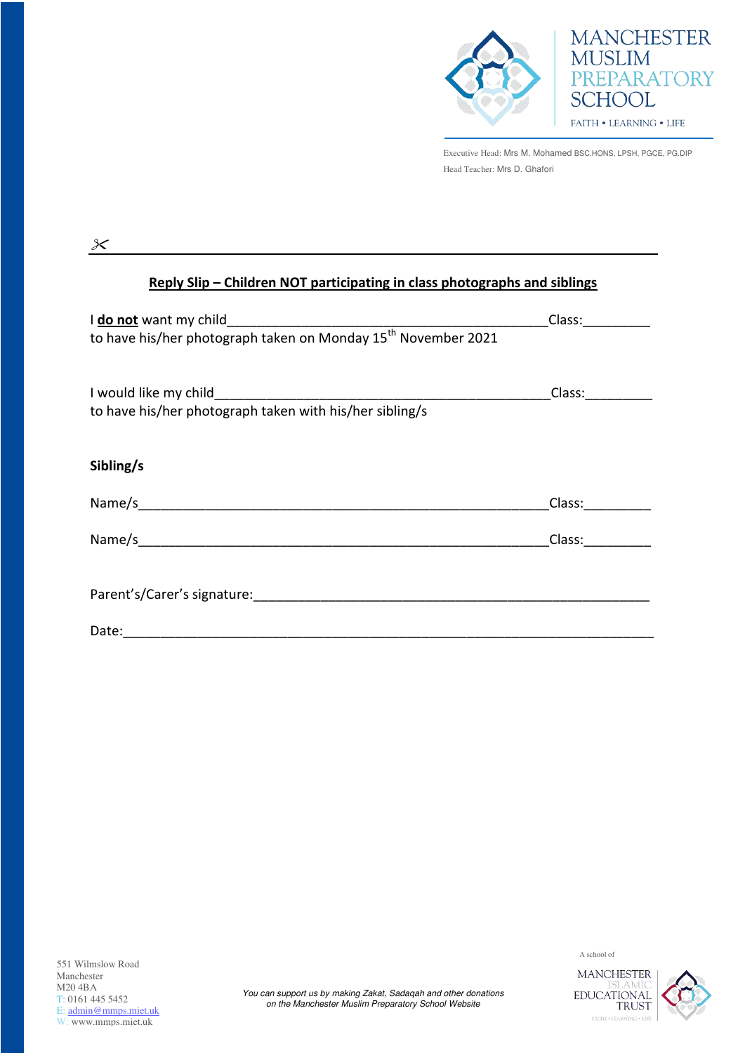MANCHESTER MUSLIM PREPARATORY SCHOOL

FAITH • LEARNING • LIFE

Executive Head: Mrs M. Mohamed BSC.HONS, LPSH, PGCE, PG.DIP

Head Teacher: Mrs D. Ghafori

✂ ---

## Reply Slip – Children NOT participating in class photographs and siblings

I **do not** want my child_____________________________________________Class:_________
to have his/her photograph taken on Monday 15th November 2021

I would like my child______________________________________________Class:_________
to have his/her photograph taken with his/her sibling/s

**Sibling/s**

Name/s________________________________________________________Class:_________

Name/s________________________________________________________Class:_________

Parent's/Carer's signature:____________________________________________________

Date:_________________________________________________________________________

551 Wilmslow Road
Manchester
M20 4BA
T: 0161 445 5452
E: admin@mmps.miet.uk
W: www.mmps.miet.uk

*You can support us by making Zakat, Sadaqah and other donations on the Manchester Muslim Preparatory School Website*

A school of MANCHESTER ISLAMIC EDUCATIONAL TRUST

FAITH • LEARNING • LIFE